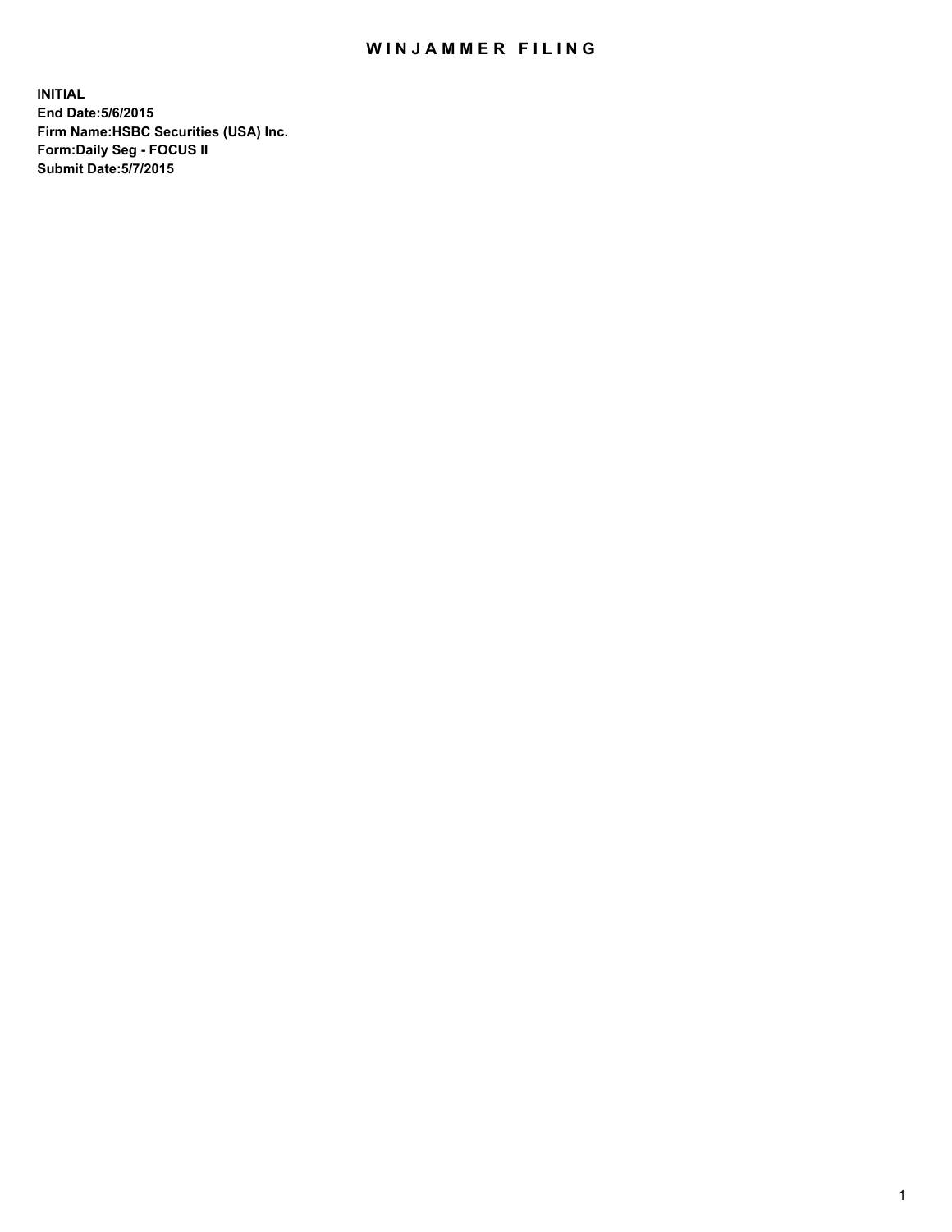# WINJAMMER FILING

**INITIAL**
**End Date:5/6/2015**
**Firm Name:HSBC Securities (USA) Inc.**
**Form:Daily Seg - FOCUS II**
**Submit Date:5/7/2015**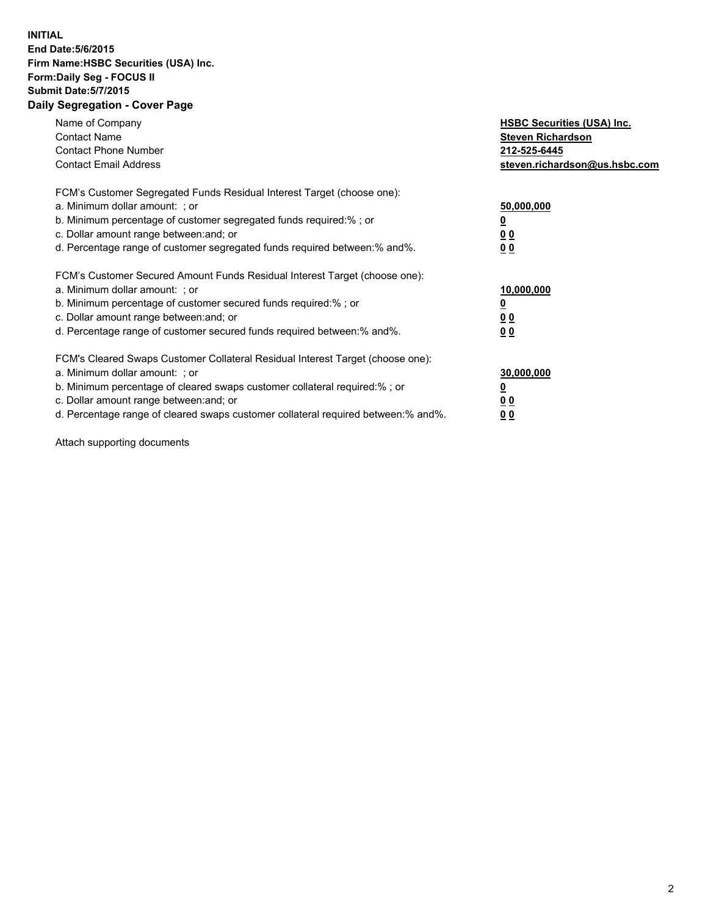**INITIAL**
**End Date:5/6/2015**
**Firm Name:HSBC Securities (USA) Inc.**
**Form:Daily Seg - FOCUS II**
**Submit Date:5/7/2015**

## Daily Segregation - Cover Page

| | |
|---|---|
| Name of Company | **HSBC Securities (USA) Inc.** |
| Contact Name | **Steven Richardson** |
| Contact Phone Number | **212-525-6445** |
| Contact Email Address | **steven.richardson@us.hsbc.com** |

| | |
|---|---|
| FCM's Customer Segregated Funds Residual Interest Target (choose one): | |
| a. Minimum dollar amount: ; or | **50,000,000** |
| b. Minimum percentage of customer segregated funds required:% ; or | **0** |
| c. Dollar amount range between:and; or | **0 0** |
| d. Percentage range of customer segregated funds required between:% and%. | **0 0** |

| | |
|---|---|
| FCM's Customer Secured Amount Funds Residual Interest Target (choose one): | |
| a. Minimum dollar amount: ; or | **10,000,000** |
| b. Minimum percentage of customer secured funds required:% ; or | **0** |
| c. Dollar amount range between:and; or | **0 0** |
| d. Percentage range of customer secured funds required between:% and%. | **0 0** |

| | |
|---|---|
| FCM's Cleared Swaps Customer Collateral Residual Interest Target (choose one): | |
| a. Minimum dollar amount: ; or | **30,000,000** |
| b. Minimum percentage of cleared swaps customer collateral required:% ; or | **0** |
| c. Dollar amount range between:and; or | **0 0** |
| d. Percentage range of cleared swaps customer collateral required between:% and%. | **0 0** |

Attach supporting documents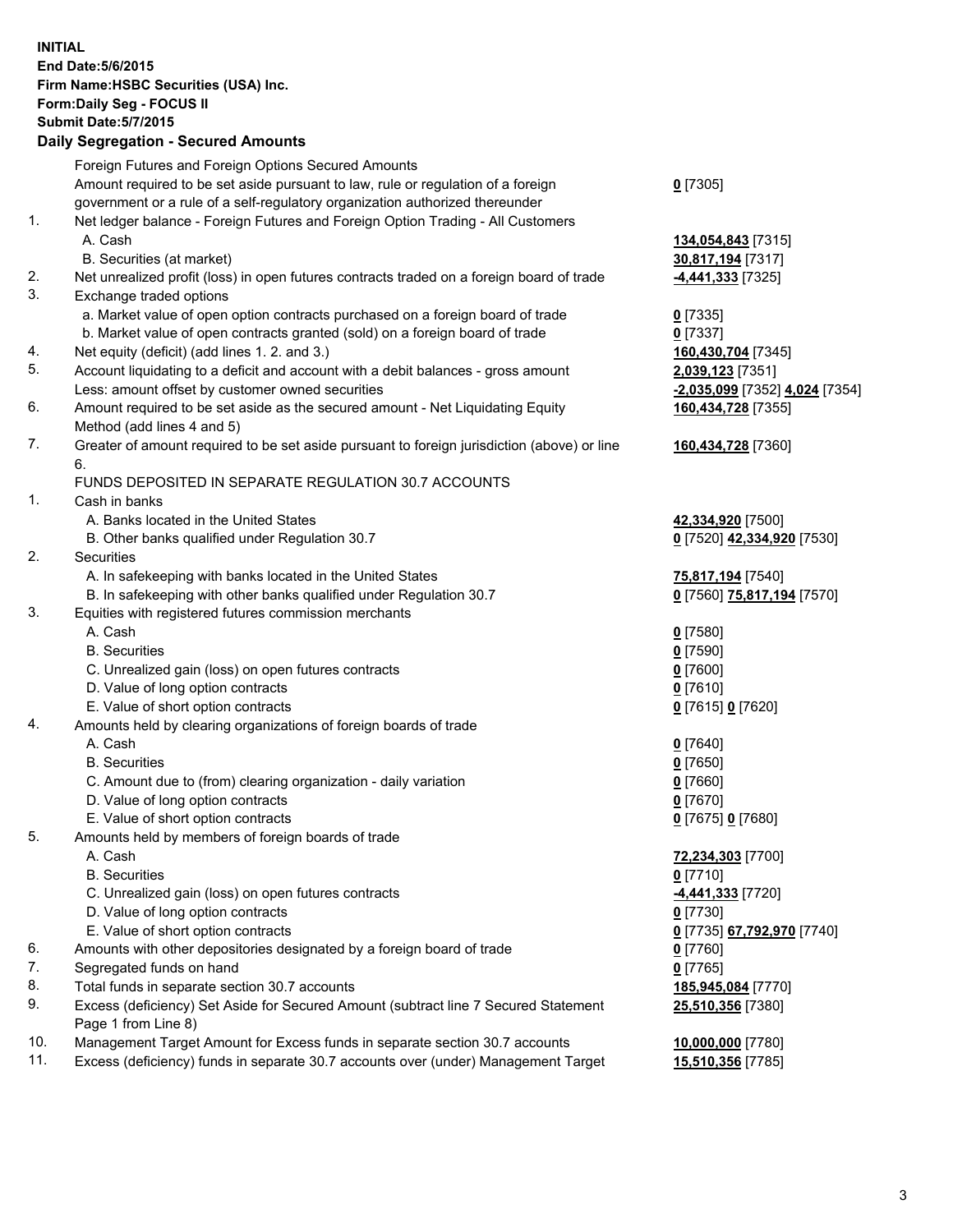**INITIAL**
**End Date:5/6/2015**
**Firm Name:HSBC Securities (USA) Inc.**
**Form:Daily Seg - FOCUS II**
**Submit Date:5/7/2015**

## Daily Segregation - Secured Amounts

| | | |
|---|---|---|
| | Foreign Futures and Foreign Options Secured Amounts | |
| | Amount required to be set aside pursuant to law, rule or regulation of a foreign government or a rule of a self-regulatory organization authorized thereunder | **0** [7305] |
| 1. | Net ledger balance - Foreign Futures and Foreign Option Trading - All Customers | |
| | A. Cash | **134,054,843** [7315] |
| | B. Securities (at market) | **30,817,194** [7317] |
| 2. | Net unrealized profit (loss) in open futures contracts traded on a foreign board of trade | **-4,441,333** [7325] |
| 3. | Exchange traded options | |
| | a. Market value of open option contracts purchased on a foreign board of trade | **0** [7335] |
| | b. Market value of open contracts granted (sold) on a foreign board of trade | **0** [7337] |
| 4. | Net equity (deficit) (add lines 1. 2. and 3.) | **160,430,704** [7345] |
| 5. | Account liquidating to a deficit and account with a debit balances - gross amount | **2,039,123** [7351] |
| | Less: amount offset by customer owned securities | **-2,035,099** [7352] **4,024** [7354] |
| 6. | Amount required to be set aside as the secured amount - Net Liquidating Equity Method (add lines 4 and 5) | **160,434,728** [7355] |
| 7. | Greater of amount required to be set aside pursuant to foreign jurisdiction (above) or line 6. | **160,434,728** [7360] |
| | FUNDS DEPOSITED IN SEPARATE REGULATION 30.7 ACCOUNTS | |
| 1. | Cash in banks | |
| | A. Banks located in the United States | **42,334,920** [7500] |
| | B. Other banks qualified under Regulation 30.7 | **0** [7520] **42,334,920** [7530] |
| 2. | Securities | |
| | A. In safekeeping with banks located in the United States | **75,817,194** [7540] |
| | B. In safekeeping with other banks qualified under Regulation 30.7 | **0** [7560] **75,817,194** [7570] |
| 3. | Equities with registered futures commission merchants | |
| | A. Cash | **0** [7580] |
| | B. Securities | **0** [7590] |
| | C. Unrealized gain (loss) on open futures contracts | **0** [7600] |
| | D. Value of long option contracts | **0** [7610] |
| | E. Value of short option contracts | **0** [7615] **0** [7620] |
| 4. | Amounts held by clearing organizations of foreign boards of trade | |
| | A. Cash | **0** [7640] |
| | B. Securities | **0** [7650] |
| | C. Amount due to (from) clearing organization - daily variation | **0** [7660] |
| | D. Value of long option contracts | **0** [7670] |
| | E. Value of short option contracts | **0** [7675] **0** [7680] |
| 5. | Amounts held by members of foreign boards of trade | |
| | A. Cash | **72,234,303** [7700] |
| | B. Securities | **0** [7710] |
| | C. Unrealized gain (loss) on open futures contracts | **-4,441,333** [7720] |
| | D. Value of long option contracts | **0** [7730] |
| | E. Value of short option contracts | **0** [7735] **67,792,970** [7740] |
| 6. | Amounts with other depositories designated by a foreign board of trade | **0** [7760] |
| 7. | Segregated funds on hand | **0** [7765] |
| 8. | Total funds in separate section 30.7 accounts | **185,945,084** [7770] |
| 9. | Excess (deficiency) Set Aside for Secured Amount (subtract line 7 Secured Statement Page 1 from Line 8) | **25,510,356** [7380] |
| 10. | Management Target Amount for Excess funds in separate section 30.7 accounts | **10,000,000** [7780] |
| 11. | Excess (deficiency) funds in separate 30.7 accounts over (under) Management Target | **15,510,356** [7785] |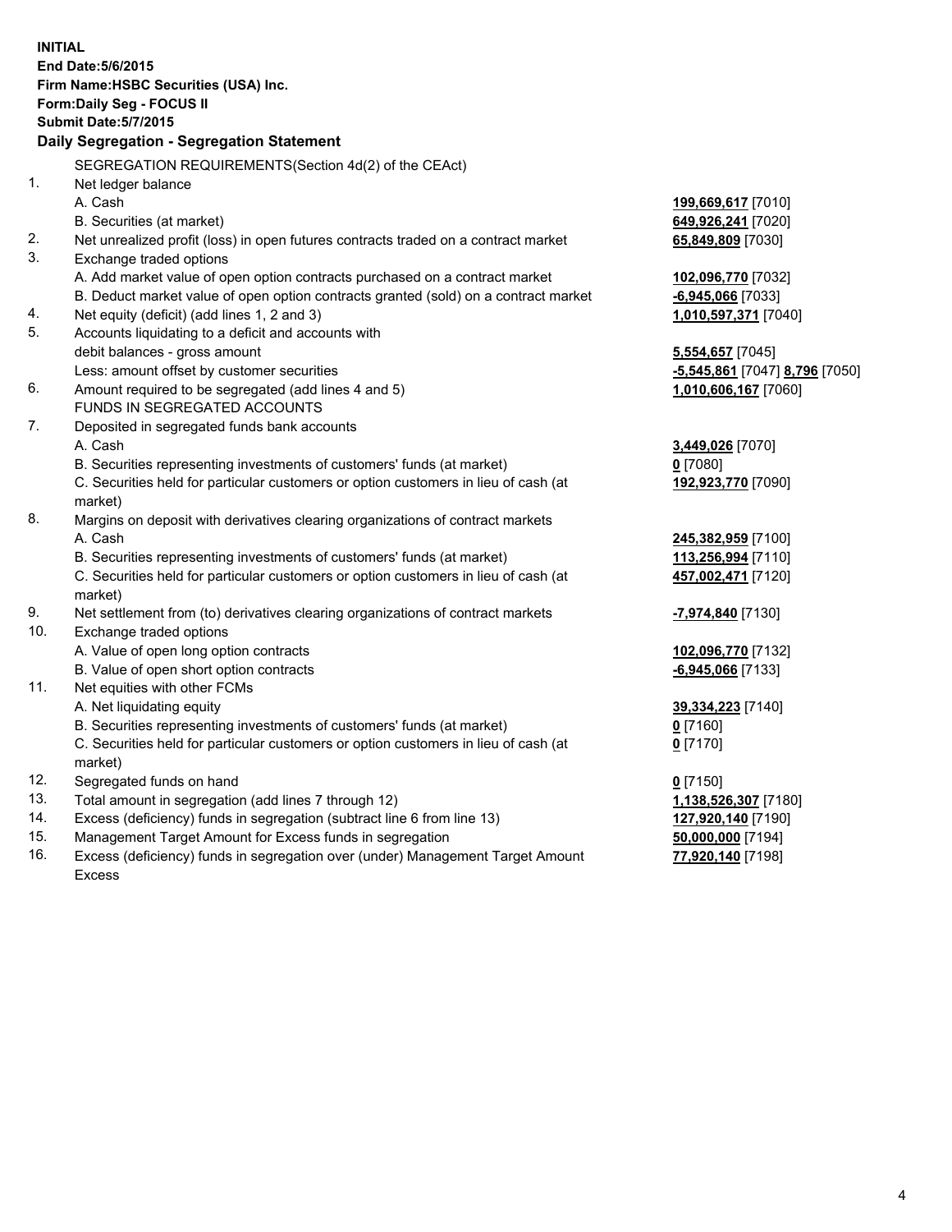**INITIAL**
**End Date:5/6/2015**
**Firm Name:HSBC Securities (USA) Inc.**
**Form:Daily Seg - FOCUS II**
**Submit Date:5/7/2015**

### Daily Segregation - Segregation Statement

SEGREGATION REQUIREMENTS(Section 4d(2) of the CEAct)

| | | |
|---|---|---|
| 1. | Net ledger balance | |
| | A. Cash | **199,669,617** [7010] |
| | B. Securities (at market) | **649,926,241** [7020] |
| 2. | Net unrealized profit (loss) in open futures contracts traded on a contract market | **65,849,809** [7030] |
| 3. | Exchange traded options | |
| | A. Add market value of open option contracts purchased on a contract market | **102,096,770** [7032] |
| | B. Deduct market value of open option contracts granted (sold) on a contract market | **-6,945,066** [7033] |
| 4. | Net equity (deficit) (add lines 1, 2 and 3) | **1,010,597,371** [7040] |
| 5. | Accounts liquidating to a deficit and accounts with | |
| | debit balances - gross amount | **5,554,657** [7045] |
| | Less: amount offset by customer securities | **-5,545,861** [7047] **8,796** [7050] |
| 6. | Amount required to be segregated (add lines 4 and 5) | **1,010,606,167** [7060] |
| | FUNDS IN SEGREGATED ACCOUNTS | |
| 7. | Deposited in segregated funds bank accounts | |
| | A. Cash | **3,449,026** [7070] |
| | B. Securities representing investments of customers' funds (at market) | **0** [7080] |
| | C. Securities held for particular customers or option customers in lieu of cash (at market) | **192,923,770** [7090] |
| 8. | Margins on deposit with derivatives clearing organizations of contract markets | |
| | A. Cash | **245,382,959** [7100] |
| | B. Securities representing investments of customers' funds (at market) | **113,256,994** [7110] |
| | C. Securities held for particular customers or option customers in lieu of cash (at market) | **457,002,471** [7120] |
| 9. | Net settlement from (to) derivatives clearing organizations of contract markets | **-7,974,840** [7130] |
| 10. | Exchange traded options | |
| | A. Value of open long option contracts | **102,096,770** [7132] |
| | B. Value of open short option contracts | **-6,945,066** [7133] |
| 11. | Net equities with other FCMs | |
| | A. Net liquidating equity | **39,334,223** [7140] |
| | B. Securities representing investments of customers' funds (at market) | **0** [7160] |
| | C. Securities held for particular customers or option customers in lieu of cash (at market) | **0** [7170] |
| 12. | Segregated funds on hand | **0** [7150] |
| 13. | Total amount in segregation (add lines 7 through 12) | **1,138,526,307** [7180] |
| 14. | Excess (deficiency) funds in segregation (subtract line 6 from line 13) | **127,920,140** [7190] |
| 15. | Management Target Amount for Excess funds in segregation | **50,000,000** [7194] |
| 16. | Excess (deficiency) funds in segregation over (under) Management Target Amount Excess | **77,920,140** [7198] |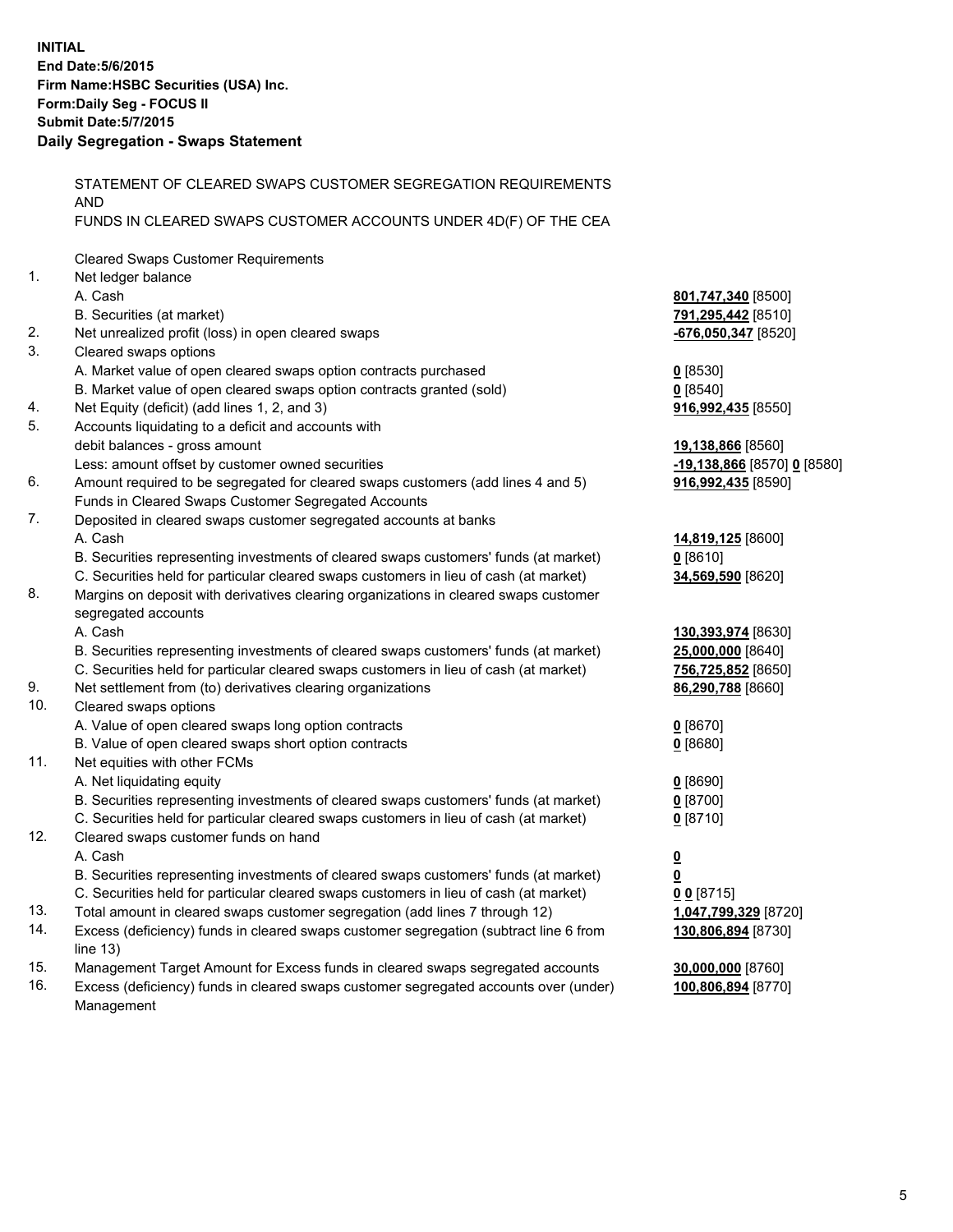**INITIAL**
**End Date:5/6/2015**
**Firm Name:HSBC Securities (USA) Inc.**
**Form:Daily Seg - FOCUS II**
**Submit Date:5/7/2015**
**Daily Segregation - Swaps Statement**

STATEMENT OF CLEARED SWAPS CUSTOMER SEGREGATION REQUIREMENTS AND FUNDS IN CLEARED SWAPS CUSTOMER ACCOUNTS UNDER 4D(F) OF THE CEA

| | | |
|---|---|---|
| | Cleared Swaps Customer Requirements | |
| 1. | Net ledger balance | |
| | A. Cash | **801,747,340** [8500] |
| | B. Securities (at market) | **791,295,442** [8510] |
| 2. | Net unrealized profit (loss) in open cleared swaps | **-676,050,347** [8520] |
| 3. | Cleared swaps options | |
| | A. Market value of open cleared swaps option contracts purchased | **0** [8530] |
| | B. Market value of open cleared swaps option contracts granted (sold) | **0** [8540] |
| 4. | Net Equity (deficit) (add lines 1, 2, and 3) | **916,992,435** [8550] |
| 5. | Accounts liquidating to a deficit and accounts with | |
| | debit balances - gross amount | **19,138,866** [8560] |
| | Less: amount offset by customer owned securities | **-19,138,866** [8570] **0** [8580] |
| 6. | Amount required to be segregated for cleared swaps customers (add lines 4 and 5) | **916,992,435** [8590] |
| | Funds in Cleared Swaps Customer Segregated Accounts | |
| 7. | Deposited in cleared swaps customer segregated accounts at banks | |
| | A. Cash | **14,819,125** [8600] |
| | B. Securities representing investments of cleared swaps customers' funds (at market) | **0** [8610] |
| | C. Securities held for particular cleared swaps customers in lieu of cash (at market) | **34,569,590** [8620] |
| 8. | Margins on deposit with derivatives clearing organizations in cleared swaps customer segregated accounts | |
| | A. Cash | **130,393,974** [8630] |
| | B. Securities representing investments of cleared swaps customers' funds (at market) | **25,000,000** [8640] |
| | C. Securities held for particular cleared swaps customers in lieu of cash (at market) | **756,725,852** [8650] |
| 9. | Net settlement from (to) derivatives clearing organizations | **86,290,788** [8660] |
| 10. | Cleared swaps options | |
| | A. Value of open cleared swaps long option contracts | **0** [8670] |
| | B. Value of open cleared swaps short option contracts | **0** [8680] |
| 11. | Net equities with other FCMs | |
| | A. Net liquidating equity | **0** [8690] |
| | B. Securities representing investments of cleared swaps customers' funds (at market) | **0** [8700] |
| | C. Securities held for particular cleared swaps customers in lieu of cash (at market) | **0** [8710] |
| 12. | Cleared swaps customer funds on hand | |
| | A. Cash | **0** |
| | B. Securities representing investments of cleared swaps customers' funds (at market) | **0** |
| | C. Securities held for particular cleared swaps customers in lieu of cash (at market) | **0** **0** [8715] |
| 13. | Total amount in cleared swaps customer segregation (add lines 7 through 12) | **1,047,799,329** [8720] |
| 14. | Excess (deficiency) funds in cleared swaps customer segregation (subtract line 6 from line 13) | **130,806,894** [8730] |
| 15. | Management Target Amount for Excess funds in cleared swaps segregated accounts | **30,000,000** [8760] |
| 16. | Excess (deficiency) funds in cleared swaps customer segregated accounts over (under) Management | **100,806,894** [8770] |